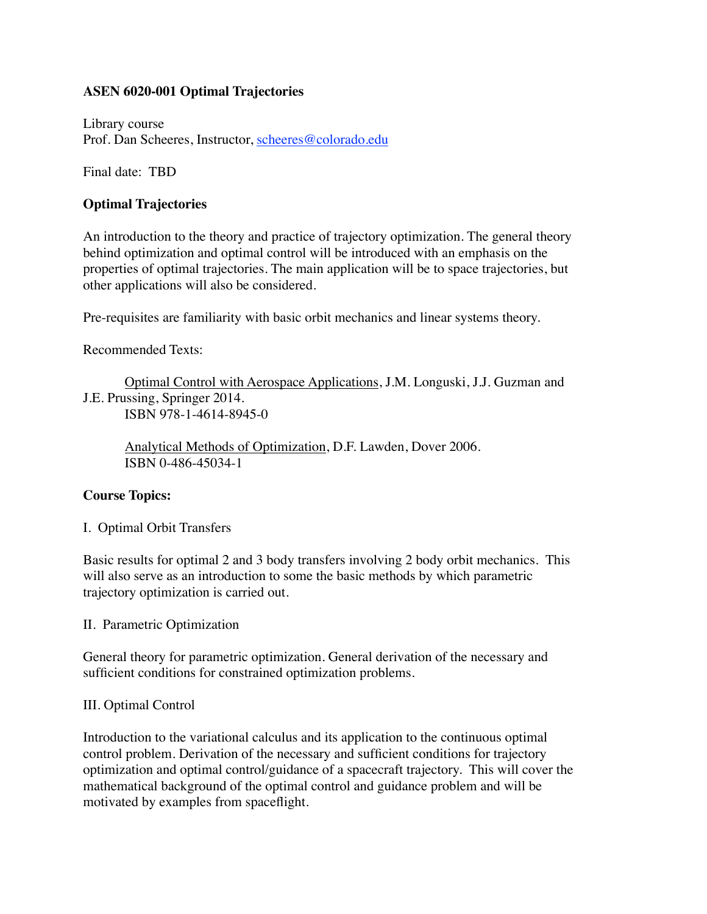**ASEN 6020-001 Optimal Trajectories**

Library course
Prof. Dan Scheeres, Instructor, scheeres@colorado.edu

Final date: TBD

**Optimal Trajectories**

An introduction to the theory and practice of trajectory optimization. The general theory behind optimization and optimal control will be introduced with an emphasis on the properties of optimal trajectories. The main application will be to space trajectories, but other applications will also be considered.

Pre-requisites are familiarity with basic orbit mechanics and linear systems theory.

Recommended Texts:

Optimal Control with Aerospace Applications, J.M. Longuski, J.J. Guzman and J.E. Prussing, Springer 2014.
ISBN 978-1-4614-8945-0

Analytical Methods of Optimization, D.F. Lawden, Dover 2006.
ISBN 0-486-45034-1

**Course Topics:**

I. Optimal Orbit Transfers

Basic results for optimal 2 and 3 body transfers involving 2 body orbit mechanics. This will also serve as an introduction to some the basic methods by which parametric trajectory optimization is carried out.

II. Parametric Optimization

General theory for parametric optimization. General derivation of the necessary and sufficient conditions for constrained optimization problems.

III. Optimal Control

Introduction to the variational calculus and its application to the continuous optimal control problem. Derivation of the necessary and sufficient conditions for trajectory optimization and optimal control/guidance of a spacecraft trajectory. This will cover the mathematical background of the optimal control and guidance problem and will be motivated by examples from spaceflight.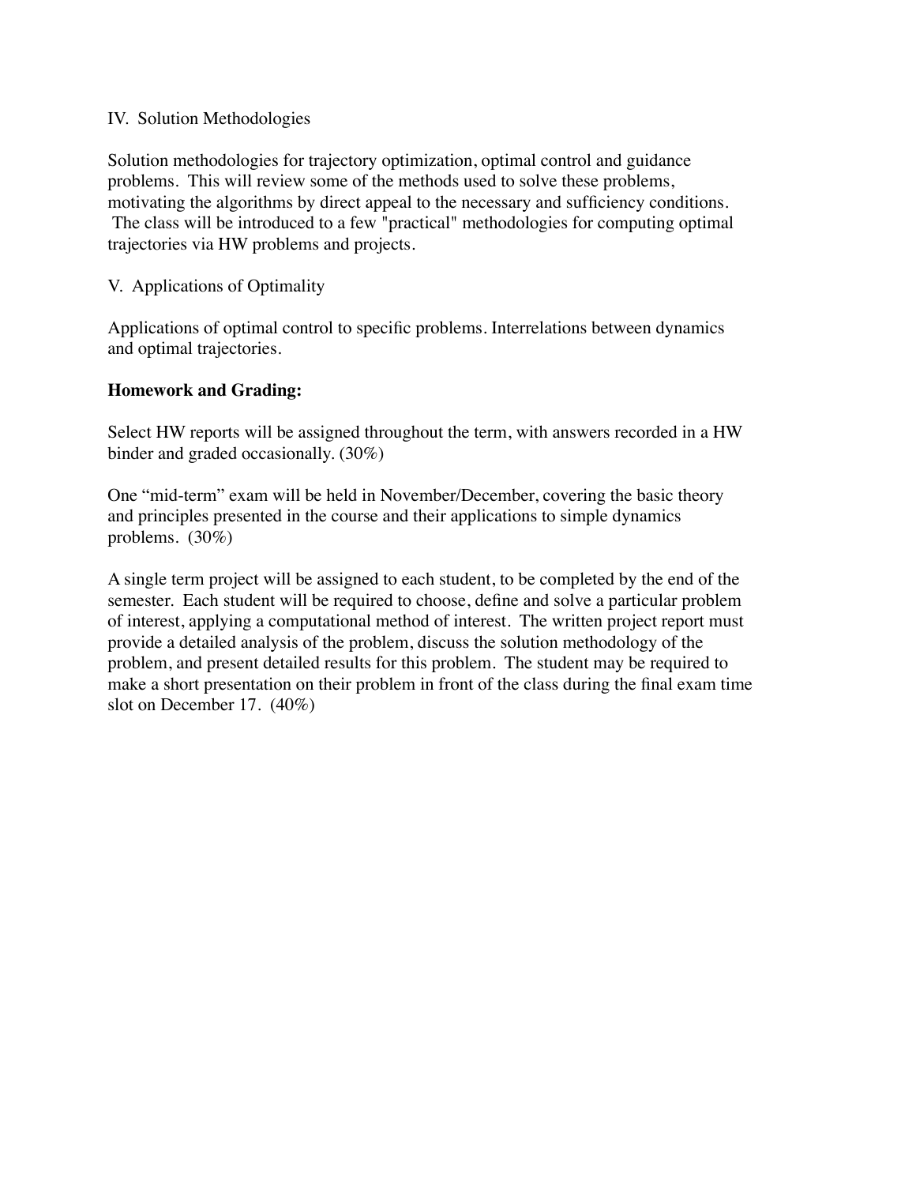IV. Solution Methodologies

Solution methodologies for trajectory optimization, optimal control and guidance problems. This will review some of the methods used to solve these problems, motivating the algorithms by direct appeal to the necessary and sufficiency conditions. The class will be introduced to a few "practical" methodologies for computing optimal trajectories via HW problems and projects.

V. Applications of Optimality

Applications of optimal control to specific problems. Interrelations between dynamics and optimal trajectories.

**Homework and Grading:**

Select HW reports will be assigned throughout the term, with answers recorded in a HW binder and graded occasionally. (30%)

One "mid-term" exam will be held in November/December, covering the basic theory and principles presented in the course and their applications to simple dynamics problems. (30%)

A single term project will be assigned to each student, to be completed by the end of the semester. Each student will be required to choose, define and solve a particular problem of interest, applying a computational method of interest. The written project report must provide a detailed analysis of the problem, discuss the solution methodology of the problem, and present detailed results for this problem. The student may be required to make a short presentation on their problem in front of the class during the final exam time slot on December 17. (40%)